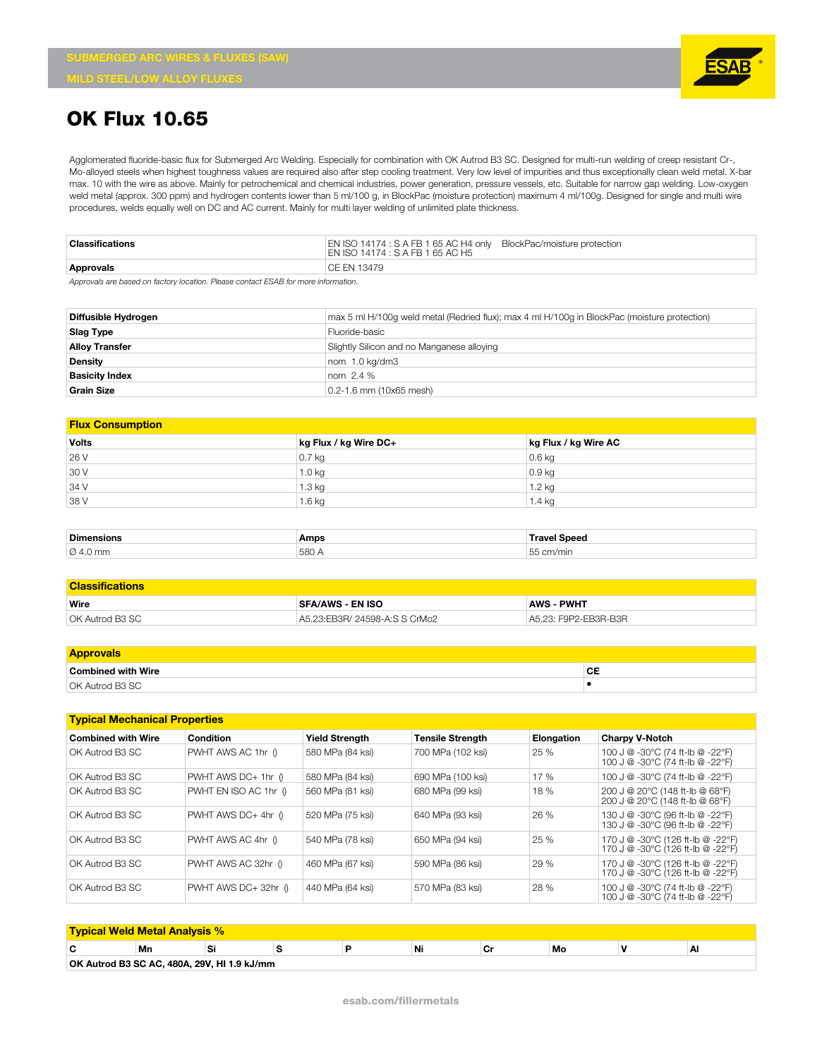SUBMERGED ARC WIRES & FLUXES (SAW)
MILD STEEL/LOW ALLOY FLUXES

# OK Flux 10.65

Agglomerated fluoride-basic flux for Submerged Arc Welding. Especially for combination with OK Autrod B3 SC. Designed for multi-run welding of creep resistant Cr-, Mo-alloyed steels when highest toughness values are required also after step cooling treatment. Very low level of impurities and thus exceptionally clean weld metal. X-bar max. 10 with the wire as above. Mainly for petrochemical and chemical industries, power generation, pressure vessels, etc. Suitable for narrow gap welding. Low-oxygen weld metal (approx. 300 ppm) and hydrogen contents lower than 5 ml/100 g, in BlockPac (moisture protection) maximum 4 ml/100g. Designed for single and multi wire procedures, welds equally well on DC and AC current. Mainly for multi layer welding of unlimited plate thickness.

| | |
|---|---|
| **Classifications** | EN ISO 14174 : S A FB 1 65 AC H4 only BlockPac/moisture protection<br>EN ISO 14174 : S A FB 1 65 AC H5 |
| **Approvals** | CE EN 13479 |

*Approvals are based on factory location. Please contact ESAB for more information.*

| | |
|---|---|
| **Diffusible Hydrogen** | max 5 ml H/100g weld metal (Redried flux); max 4 ml H/100g in BlockPac (moisture protection) |
| **Slag Type** | Fluoride-basic |
| **Alloy Transfer** | Slightly Silicon and no Manganese alloying |
| **Density** | nom 1.0 kg/dm3 |
| **Basicity Index** | nom 2.4 % |
| **Grain Size** | 0.2-1.6 mm (10x65 mesh) |

## Flux Consumption

| Volts | kg Flux / kg Wire DC+ | kg Flux / kg Wire AC |
|---|---|---|
| 26 V | 0.7 kg | 0.6 kg |
| 30 V | 1.0 kg | 0.9 kg |
| 34 V | 1.3 kg | 1.2 kg |
| 38 V | 1.6 kg | 1.4 kg |

| Dimensions | Amps | Travel Speed |
|---|---|---|
| Ø 4.0 mm | 580 A | 55 cm/min |

## Classifications

| Wire | SFA/AWS - EN ISO | AWS - PWHT |
|---|---|---|
| OK Autrod B3 SC | A5.23:EB3R/ 24598-A:S S CrMo2 | A5.23: F9P2-EB3R-B3R |

## Approvals

| Combined with Wire | CE |
|---|---|
| OK Autrod B3 SC | • |

## Typical Mechanical Properties

| Combined with Wire | Condition | Yield Strength | Tensile Strength | Elongation | Charpy V-Notch |
|---|---|---|---|---|---|
| OK Autrod B3 SC | PWHT AWS AC 1hr () | 580 MPa (84 ksi) | 700 MPa (102 ksi) | 25 % | 100 J @ -30°C (74 ft-lb @ -22°F)<br>100 J @ -30°C (74 ft-lb @ -22°F) |
| OK Autrod B3 SC | PWHT AWS DC+ 1hr () | 580 MPa (84 ksi) | 690 MPa (100 ksi) | 17 % | 100 J @ -30°C (74 ft-lb @ -22°F) |
| OK Autrod B3 SC | PWHT EN ISO AC 1hr () | 560 MPa (81 ksi) | 680 MPa (99 ksi) | 18 % | 200 J @ 20°C (148 ft-lb @ 68°F)<br>200 J @ 20°C (148 ft-lb @ 68°F) |
| OK Autrod B3 SC | PWHT AWS DC+ 4hr () | 520 MPa (75 ksi) | 640 MPa (93 ksi) | 26 % | 130 J @ -30°C (96 ft-lb @ -22°F)<br>130 J @ -30°C (96 ft-lb @ -22°F) |
| OK Autrod B3 SC | PWHT AWS AC 4hr () | 540 MPa (78 ksi) | 650 MPa (94 ksi) | 25 % | 170 J @ -30°C (126 ft-lb @ -22°F)<br>170 J @ -30°C (126 ft-lb @ -22°F) |
| OK Autrod B3 SC | PWHT AWS AC 32hr () | 460 MPa (67 ksi) | 590 MPa (86 ksi) | 29 % | 170 J @ -30°C (126 ft-lb @ -22°F)<br>170 J @ -30°C (126 ft-lb @ -22°F) |
| OK Autrod B3 SC | PWHT AWS DC+ 32hr () | 440 MPa (64 ksi) | 570 MPa (83 ksi) | 28 % | 100 J @ -30°C (74 ft-lb @ -22°F)<br>100 J @ -30°C (74 ft-lb @ -22°F) |

## Typical Weld Metal Analysis %

| C | Mn | Si | S | P | Ni | Cr | Mo | V | Al |
|---|---|---|---|---|---|---|---|---|---|
| **OK Autrod B3 SC AC, 480A, 29V, HI 1.9 kJ/mm** | | | | | | | | | |

esab.com/fillermetals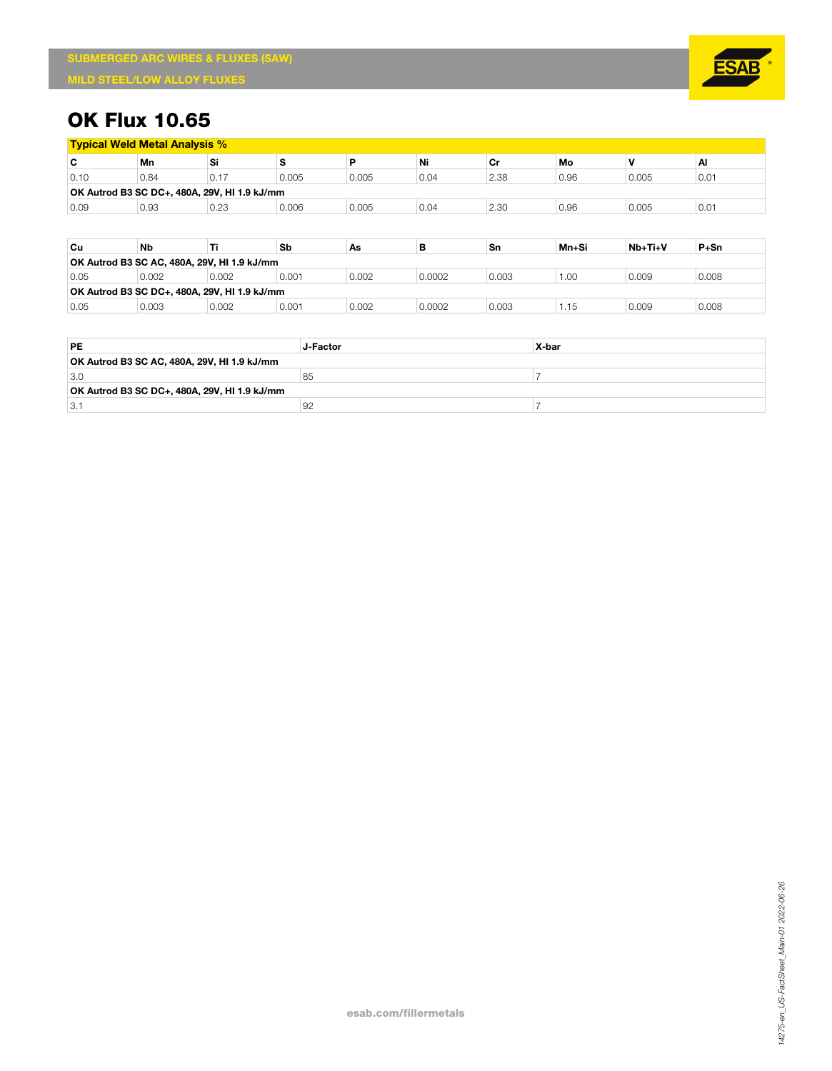# OK Flux 10.65

| Typical Weld Metal Analysis % | | | | | | | | | |
|---|---|---|---|---|---|---|---|---|---|
| C | Mn | Si | S | P | Ni | Cr | Mo | V | Al |
| 0.10 | 0.84 | 0.17 | 0.005 | 0.005 | 0.04 | 2.38 | 0.96 | 0.005 | 0.01 |
| OK Autrod B3 SC DC+, 480A, 29V, HI 1.9 kJ/mm | | | | | | | | | |
| 0.09 | 0.93 | 0.23 | 0.006 | 0.005 | 0.04 | 2.30 | 0.96 | 0.005 | 0.01 |

| Cu | Nb | Ti | Sb | As | B | Sn | Mn+Si | Nb+Ti+V | P+Sn |
|---|---|---|---|---|---|---|---|---|---|
| OK Autrod B3 SC AC, 480A, 29V, HI 1.9 kJ/mm | | | | | | | | | |
| 0.05 | 0.002 | 0.002 | 0.001 | 0.002 | 0.0002 | 0.003 | 1.00 | 0.009 | 0.008 |
| OK Autrod B3 SC DC+, 480A, 29V, HI 1.9 kJ/mm | | | | | | | | | |
| 0.05 | 0.003 | 0.002 | 0.001 | 0.002 | 0.0002 | 0.003 | 1.15 | 0.009 | 0.008 |

| PE | J-Factor | X-bar |
|---|---|---|
| OK Autrod B3 SC AC, 480A, 29V, HI 1.9 kJ/mm | | |
| 3.0 | 85 | 7 |
| OK Autrod B3 SC DC+, 480A, 29V, HI 1.9 kJ/mm | | |
| 3.1 | 92 | 7 |